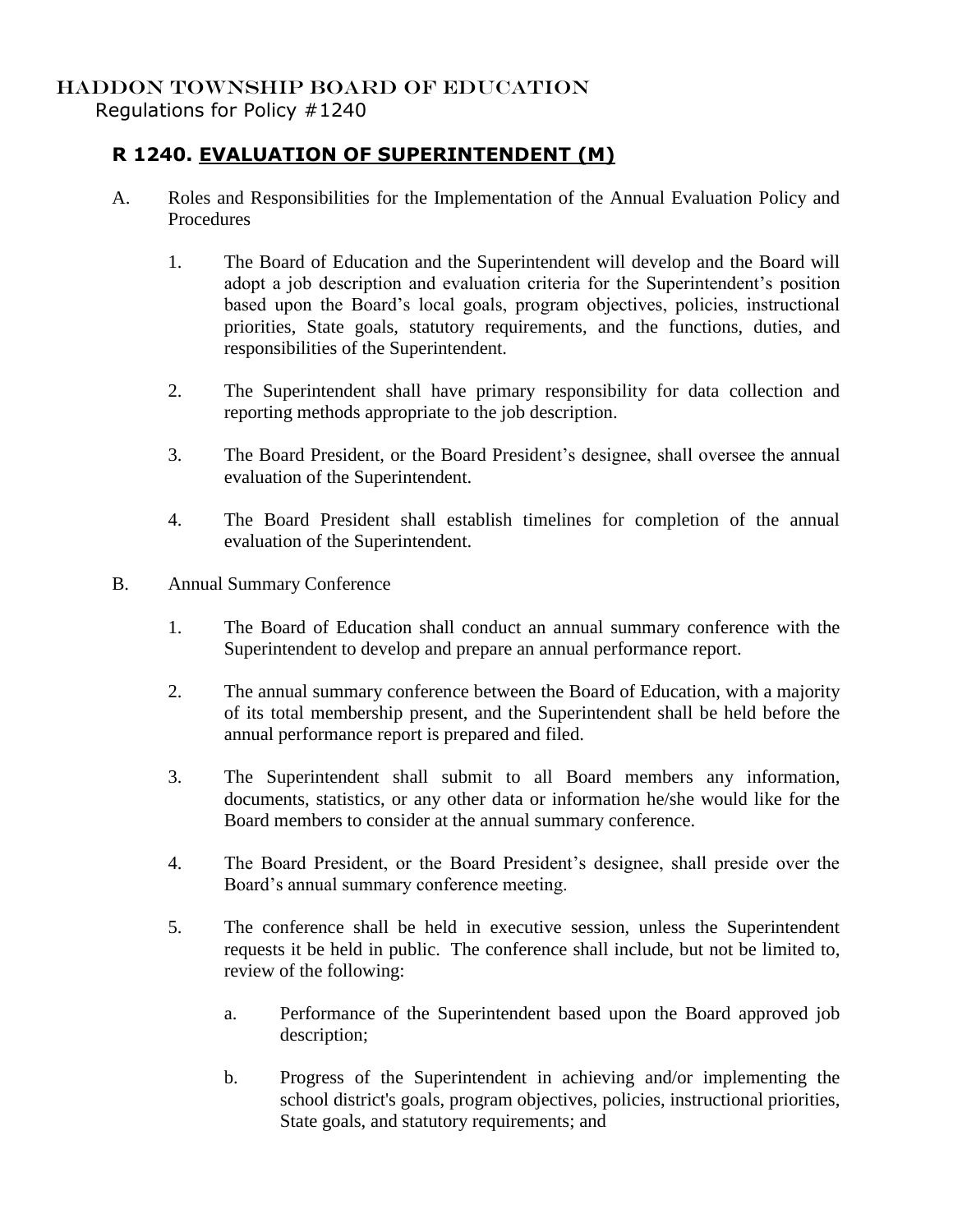HADDON TOWNSHIP BOARD OF EDUCATION
Regulations for Policy #1240

## R 1240. EVALUATION OF SUPERINTENDENT (M)

A. Roles and Responsibilities for the Implementation of the Annual Evaluation Policy and Procedures

1. The Board of Education and the Superintendent will develop and the Board will adopt a job description and evaluation criteria for the Superintendent's position based upon the Board's local goals, program objectives, policies, instructional priorities, State goals, statutory requirements, and the functions, duties, and responsibilities of the Superintendent.

2. The Superintendent shall have primary responsibility for data collection and reporting methods appropriate to the job description.

3. The Board President, or the Board President's designee, shall oversee the annual evaluation of the Superintendent.

4. The Board President shall establish timelines for completion of the annual evaluation of the Superintendent.

B. Annual Summary Conference

1. The Board of Education shall conduct an annual summary conference with the Superintendent to develop and prepare an annual performance report.

2. The annual summary conference between the Board of Education, with a majority of its total membership present, and the Superintendent shall be held before the annual performance report is prepared and filed.

3. The Superintendent shall submit to all Board members any information, documents, statistics, or any other data or information he/she would like for the Board members to consider at the annual summary conference.

4. The Board President, or the Board President's designee, shall preside over the Board's annual summary conference meeting.

5. The conference shall be held in executive session, unless the Superintendent requests it be held in public. The conference shall include, but not be limited to, review of the following:

   a. Performance of the Superintendent based upon the Board approved job description;

   b. Progress of the Superintendent in achieving and/or implementing the school district's goals, program objectives, policies, instructional priorities, State goals, and statutory requirements; and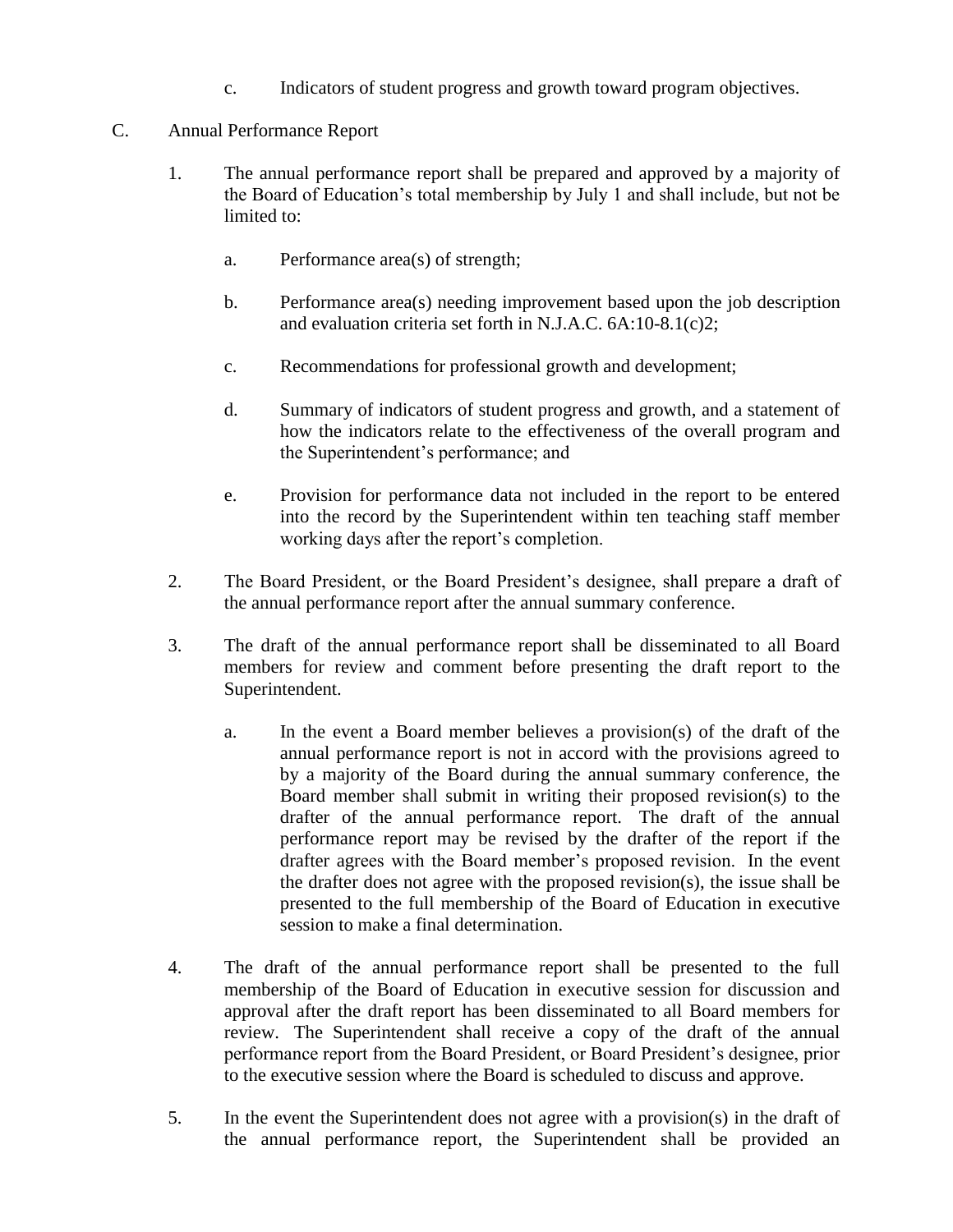c. Indicators of student progress and growth toward program objectives.

C. Annual Performance Report

1. The annual performance report shall be prepared and approved by a majority of the Board of Education's total membership by July 1 and shall include, but not be limited to:

   a. Performance area(s) of strength;

   b. Performance area(s) needing improvement based upon the job description and evaluation criteria set forth in N.J.A.C. 6A:10-8.1(c)2;

   c. Recommendations for professional growth and development;

   d. Summary of indicators of student progress and growth, and a statement of how the indicators relate to the effectiveness of the overall program and the Superintendent's performance; and

   e. Provision for performance data not included in the report to be entered into the record by the Superintendent within ten teaching staff member working days after the report's completion.

2. The Board President, or the Board President's designee, shall prepare a draft of the annual performance report after the annual summary conference.

3. The draft of the annual performance report shall be disseminated to all Board members for review and comment before presenting the draft report to the Superintendent.

   a. In the event a Board member believes a provision(s) of the draft of the annual performance report is not in accord with the provisions agreed to by a majority of the Board during the annual summary conference, the Board member shall submit in writing their proposed revision(s) to the drafter of the annual performance report. The draft of the annual performance report may be revised by the drafter of the report if the drafter agrees with the Board member's proposed revision. In the event the drafter does not agree with the proposed revision(s), the issue shall be presented to the full membership of the Board of Education in executive session to make a final determination.

4. The draft of the annual performance report shall be presented to the full membership of the Board of Education in executive session for discussion and approval after the draft report has been disseminated to all Board members for review. The Superintendent shall receive a copy of the draft of the annual performance report from the Board President, or Board President's designee, prior to the executive session where the Board is scheduled to discuss and approve.

5. In the event the Superintendent does not agree with a provision(s) in the draft of the annual performance report, the Superintendent shall be provided an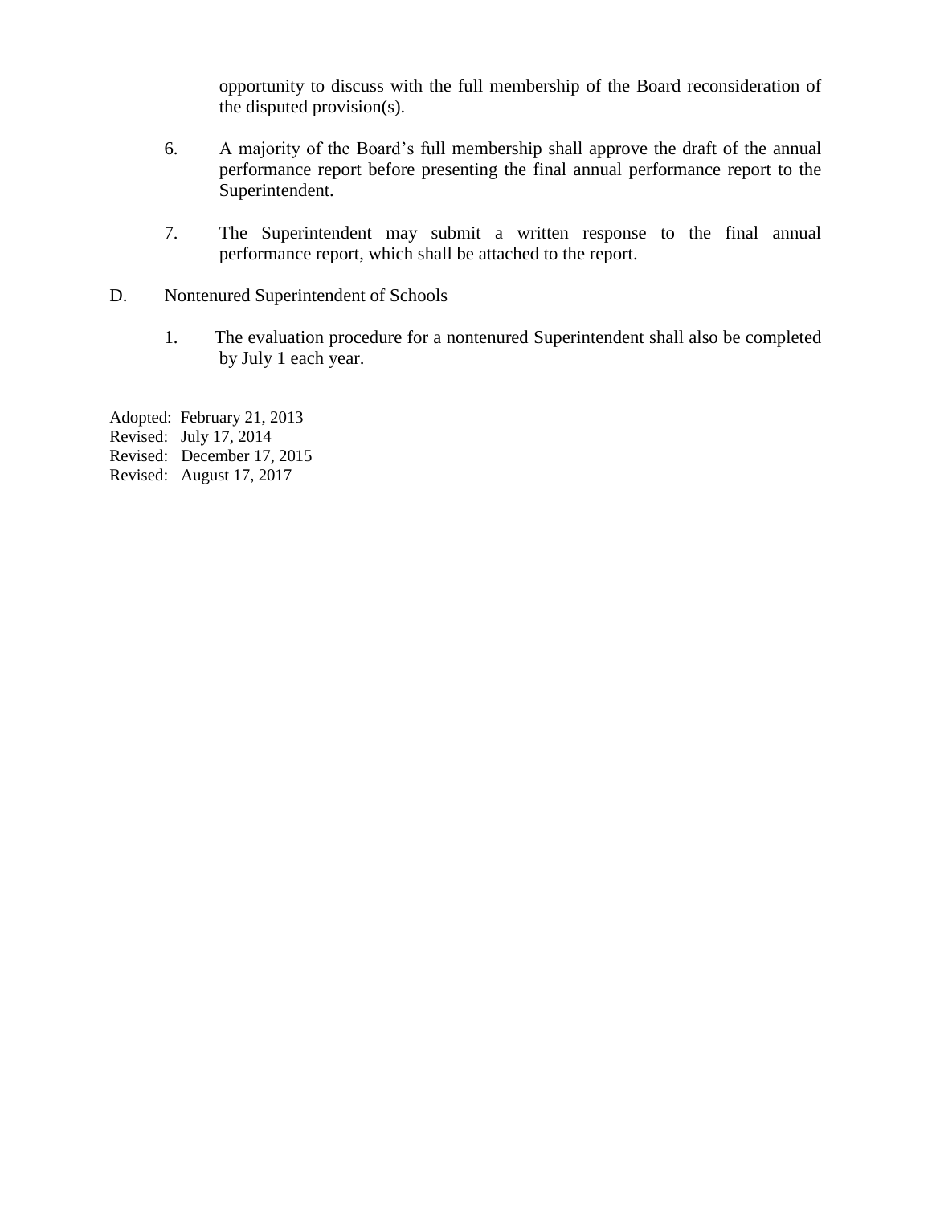opportunity to discuss with the full membership of the Board reconsideration of the disputed provision(s).

6. A majority of the Board's full membership shall approve the draft of the annual performance report before presenting the final annual performance report to the Superintendent.

7. The Superintendent may submit a written response to the final annual performance report, which shall be attached to the report.

D. Nontenured Superintendent of Schools

   1. The evaluation procedure for a nontenured Superintendent shall also be completed by July 1 each year.

Adopted: February 21, 2013
Revised: July 17, 2014
Revised: December 17, 2015
Revised: August 17, 2017